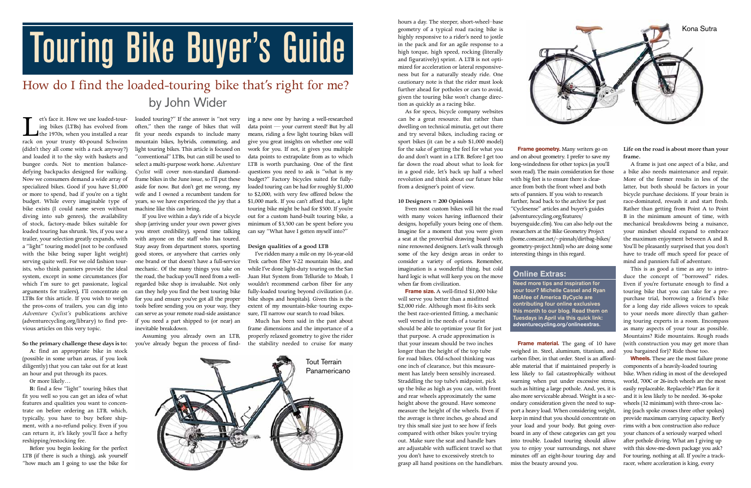# Touring Bike Buyer's Guide

## How do I find the loaded-touring bike that's right for me?

by John Wider

Let's face it. How we use loaded-touring bikes (LTBs) has evolved from the 1970s, when you installed a rear rack on your trusty 40-pound Schwinn (didn't they all come with a rack anyway?) and loaded it to the sky with baskets and bungee cords. Not to mention balance-defying backpacks designed for walking. Now we consumers demand a wide array of specialized bikes. Good if you have $1,000 or more to spend, bad if you're on a tight budget. While every imaginable type of bike exists (I could name seven without diving into sub genres), the availability of stock, factory-made bikes suitable for loaded touring has shrunk. Yes, if you use a trailer, your selection greatly expands, with a "light" touring model (not to be confused with the bike being super light weight) serving quite well. For we old fashion tourists, who think panniers provide the ideal system, except in some circumstances (for which I'm sure to get passionate, logical arguments for trailers), I'll concentrate on LTBs for this article. If you wish to weigh the pros-cons of trailers, you can dig into *Adventure Cyclist's* publications archive (adventurecycling.org/library) to find previous articles on this very topic.

**So the primary challenge these days is to:**

**A:** find an appropriate bike in stock (possible in some urban areas, if you look diligently) that you can take out for at least an hour and put through its paces.

Or more likely…

**B:** find a few "light" touring bikes that fit you well so you can get an idea of what features and qualities you want to concentrate on before ordering an LTB, which, typically, you have to buy before shipment, with a no-refund policy. Even if you can return it, it's likely you'll face a hefty reshipping/restocking fee.

Before you begin looking for the perfect LTB (if there is such a thing), ask yourself "how much am I going to use the bike for loaded touring?" If the answer is "not very often," then the range of bikes that will fit your needs expands to include many mountain bikes, hybrids, commuting, and light touring bikes. This article is focused on "conventional" LTBs, but can still be used to select a multi-purpose work horse. *Adventure Cyclist* will cover non-standard diamond-frame bikes in the June issue, so I'll put these aside for now. But don't get me wrong, my wife and I owned a recumbent tandem for years, so we have experienced the joy that a machine like this can bring.

If you live within a day's ride of a bicycle shop (arriving under your own power gives you street credibility), spend time talking with anyone on the staff who has toured. Stay away from department stores, sporting good stores, or anywhere that carries only one brand or that doesn't have a full-service mechanic. Of the many things you take on the road, the backup you'll need from a well-regarded bike shop is invaluable. Not only can they help you find the best touring bike for you and ensure you've got all the proper tools before sending you on your way, they can serve as your remote road-side assistance if you need a part shipped to (or near) an inevitable breakdown.

Assuming you already own an LTB, you've already begun the process of finding a new one by having a well-researched data point — your current steed! But by all means, riding a few light touring bikes will give you great insights on whether one will work for you. If not, it gives you multiple data points to extrapolate from as to which LTB is worth purchasing. One of the first questions you need to ask is "what is my budget?" Factory bicycles suited for fully-loaded touring can be had for roughly $1,000 to $2,000, with very few offered below the $1,000 mark. If you can't afford that, a light touring bike might be had for $500. If you're out for a custom hand-built touring bike, a minimum of $3,500 can be spent before you can say "What have I gotten myself into?"

**Design qualities of a good LTB**

I've ridden many a mile on my 16-year-old Trek carbon fiber Y-22 mountain bike, and while I've done light-duty touring on the San Juan Hut System from Telluride to Moab, I wouldn't recommend carbon fiber for any fully-loaded touring beyond civilization (i.e. bike shops and hospitals). Given this is the extent of my mountain-bike–touring exposure, I'll narrow our search to road bikes.

Much has been said in the past about frame dimensions and the importance of a properly relaxed geometry to give the rider the stability needed to cruise for many hours a day. The steeper, short-wheel–base geometry of a typical road racing bike is highly responsive to a rider's need to jostle in the pack and for an agile response to a high torque, high speed, rocking (literally and figuratively) sprint. A LTB is not optimized for acceleration or lateral responsiveness but for a naturally steady ride. One cautionary note is that the rider must look further ahead for potholes or cars to avoid, given the touring bike won't change direction as quickly as a racing bike.

Tout Terrain Panamericano

As for specs, bicycle company websites can be a great resource. But rather than dwelling on technical minutia, get out there and try several bikes, including racing or sport bikes (it can be a sub $1,000 model) for the sake of getting the feel for what you do and don't want in a LTB. Before I get too far down the road about what to look for in a good ride, let's back up half a wheel revolution and think about our future bike from a designer's point of view.

**10 Designers = 200 Opinions**

Even most custom bikes will hit the road with many voices having influenced their designs, hopefully yours being one of them. Imagine for a moment that you were given a seat at the proverbial drawing board with nine renowned designers. Let's walk through some of the key design areas in order to consider a variety of options. Remember, imagination is a wonderful thing, but cold hard logic is what will keep you on the move when far from civilization.

**Frame size.** A well-fitted $1,000 bike will serve you better than a misfitted $2,000 ride. Although most fit-kits seek the best race-oriented fitting, a mechanic well versed in the needs of a tourist should be able to optimize your fit for just that purpose. A crude approximation is that your inseam should be two inches longer than the height of the top tube for road bikes. Old-school thinking was one inch of clearance, but this measurement has lately been sensibly increased. Straddling the top tube's midpoint, pick up the bike as high as you can, with front and rear wheels approximately the same height above the ground. Have someone measure the height of the wheels. Even if the average is three inches, go ahead and try this small size just to see how it feels compared with other bikes you're trying out. Make sure the seat and handle bars are adjustable with sufficient travel so that you don't have to excessively stretch to grasp all hand positions on the handlebars.

Kona Sutra

**Frame geometry.** Many writers go on and on about geometry. I prefer to save my long-windedness for other topics (as you'll soon read). The main consideration for those with big feet is to ensure there is clearance from both the front wheel and both sets of panniers. If you wish to research further, head back to the archive for past "Cyclesense" articles and buyer's guides (adventurecycling.org/features/buyersguide.cfm). You can also help out the researchers at the Bike Geometry Project (home.comcast.net/~pinnah/dirtbag-bikes/geometry-project.html) who are doing some interesting things in this regard.

> **Online Extras:**
>
> **Need more tips and inspiration for your tour? Michelle Cassel and Ryan McAfee of America ByCycle are contributing four online exclusives this month to our blog. Read them on Tuesdays in April via this quick link: adventurecycling.org/onlineextras.**

**Frame material.** The gang of 10 have weighed in. Steel, aluminum, titanium, and carbon fiber, in that order. Steel is an affordable material that if maintained properly is less likely to fail catastrophically without warning when put under excessive stress, such as hitting a large pothole. And, yes, it is also more serviceable abroad. Weight is a secondary consideration given the need to support a heavy load. When considering weight, keep in mind that you should concentrate on your load and your body. But going overboard in any of these categories can get you into trouble. Loaded touring should allow you to enjoy your surroundings, not shave minutes off an eight-hour touring day and miss the beauty around you.

**Life on the road is about more than your frame.**

A frame is just one aspect of a bike, and a bike also needs maintenance and repair. More of the former results in less of the latter, but both should be factors in your bicycle purchase decisions. If your brain is race-dominated, rewash it and start fresh. Rather than getting from Point A to Point B in the minimum amount of time, with mechanical breakdowns being a nuisance, your mindset should expand to embrace the maximum enjoyment between A and B. You'll be pleasantly surprised that you don't have to trade off much speed for peace of mind and panniers full of adventure.

This is as good a time as any to introduce the concept of "borrowed" rides. Even if you're fortunate enough to find a touring bike that you can take for a pre-purchase trial, borrowing a friend's bike for a long day ride allows voices to speak to your needs more directly than gathering touring experts in a room. Encompass as many aspects of your tour as possible. Mountains? Ride mountains. Rough roads (with construction you may get more than you bargained for)? Ride those too.

**Wheels.** These are the most failure prone components of a heavily-loaded touring bike. When riding in most of the developed world, 700C or 26-inch wheels are the most easily replaceable. Replaceable? Plan for it and it is less likely to be needed. 36-spoke wheels (32 minimum) with three-cross lacing (each spoke crosses three other spokes) provide maximum carrying capacity. Beefy rims with a box construction also reduce your chances of a seriously warped wheel after pothole diving. What am I giving up with this slow-me-down package you ask? For touring, nothing at all. If you're a track-racer, where acceleration is king, every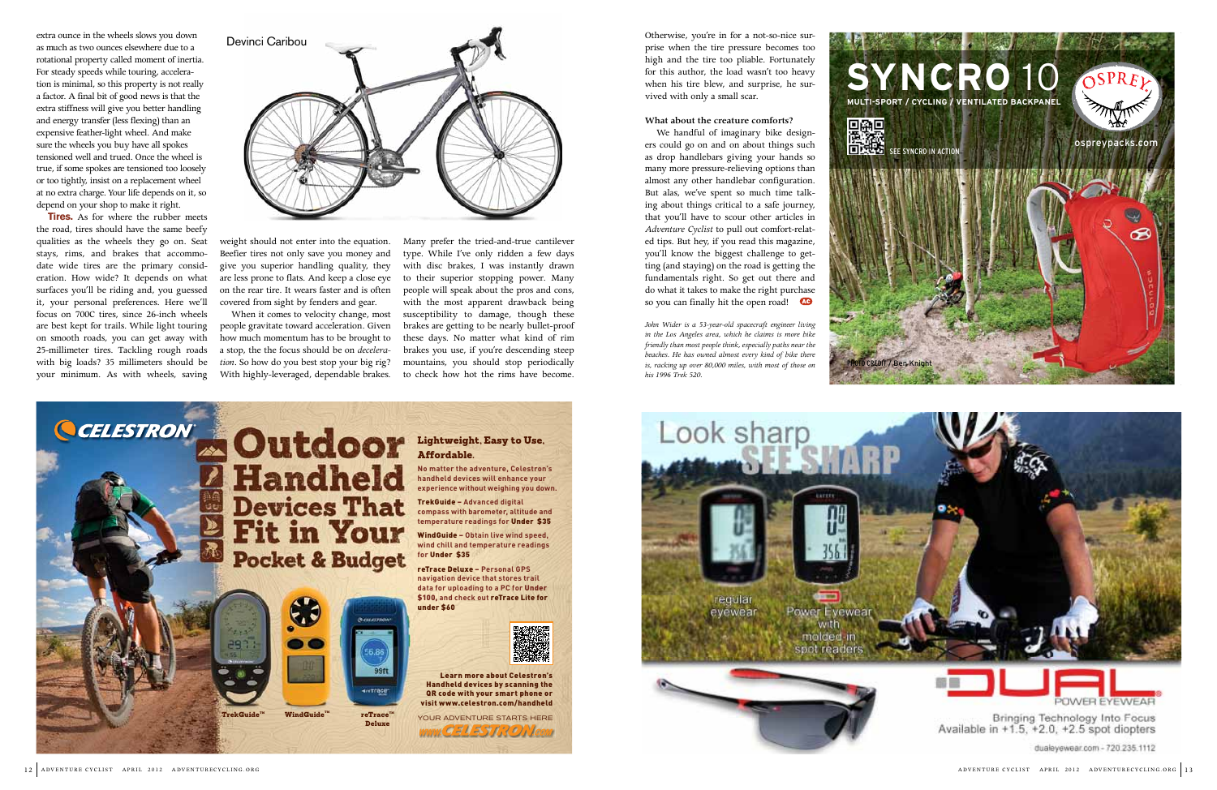extra ounce in the wheels slows you down as much as two ounces elsewhere due to a rotational property called moment of inertia. For steady speeds while touring, acceleration is minimal, so this property is not really a factor. A final bit of good news is that the extra stiffness will give you better handling and energy transfer (less flexing) than an expensive feather-light wheel. And make sure the wheels you buy have all spokes tensioned well and trued. Once the wheel is true, if some spokes are tensioned too loosely or too tightly, insist on a replacement wheel at no extra charge. Your life depends on it, so depend on your shop to make it right.

**Tires.** As for where the rubber meets the road, tires should have the same beefy qualities as the wheels they go on. Seat stays, rims, and brakes that accommodate wide tires are the primary consideration. How wide? It depends on what surfaces you'll be riding and, you guessed it, your personal preferences. Here we'll focus on 700C tires, since 26-inch wheels are best kept for trails. While light touring on smooth roads, you can get away with 25-millimeter tires. Tackling rough roads with big loads? 35 millimeters should be your minimum. As with wheels, saving weight should not enter into the equation. Beefier tires not only save you money and give you superior handling quality, they are less prone to flats. And keep a close eye on the rear tire. It wears faster and is often covered from sight by fenders and gear.

Devinci Caribou

When it comes to velocity change, most people gravitate toward acceleration. Given how much momentum has to be brought to a stop, the the focus should be on *deceleration*. So how do you best stop your big rig? With highly-leveraged, dependable brakes. Many prefer the tried-and-true cantilever type. While I've only ridden a few days with disc brakes, I was instantly drawn to their superior stopping power. Many people will speak about the pros and cons, with the most apparent drawback being susceptibility to damage, though these brakes are getting to be nearly bullet-proof these days. No matter what kind of rim brakes you use, if you're descending steep mountains, you should stop periodically to check how hot the rims have become. Otherwise, you're in for a not-so-nice surprise when the tire pressure becomes too high and the tire too pliable. Fortunately for this author, the load wasn't too heavy when his tire blew, and surprise, he survived with only a small scar.

**What about the creature comforts?**

We handful of imaginary bike designers could go on and on about things such as drop handlebars giving your hands so many more pressure-relieving options than almost any other handlebar configuration. But alas, we've spent so much time talking about things critical to a safe journey, that you'll have to scour other articles in *Adventure Cyclist* to pull out comfort-related tips. But hey, if you read this magazine, you'll know the biggest challenge to getting (and staying) on the road is getting the fundamentals right. So get out there and do what it takes to make the right purchase so you can finally hit the open road!

*John Wider is a 53-year-old spacecraft engineer living in the Los Angeles area, which he claims is more bike friendly than most people think, especially paths near the beaches. He has owned almost every kind of bike there is, racking up over 80,000 miles, with most of those on his 1996 Trek 520.*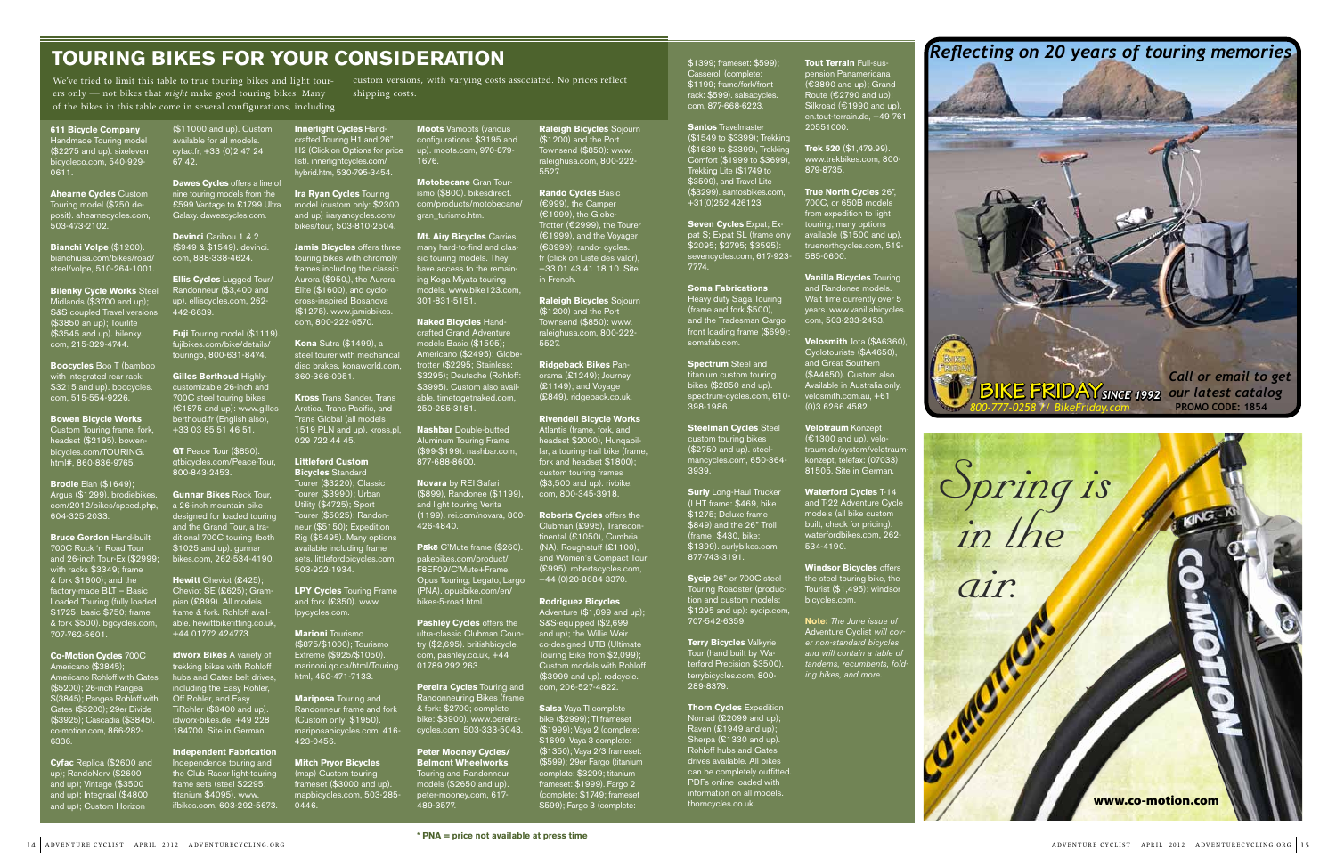# TOURING BIKES FOR YOUR CONSIDERATION

We've tried to limit this table to true touring bikes and light tourers only — not bikes that *might* make good touring bikes. Many of the bikes in this table come in several configurations, including custom versions, with varying costs associated. No prices reflect shipping costs.

**611 Bicycle Company** Handmade Touring model ($2275 and up). sixeleven bicycleco.com, 540-929-0611.

**Ahearne Cycles** Custom Touring model ($750 deposit). ahearnecycles.com, 503-473-2102.

**Bianchi Volpe** ($1200). bianchiusa.com/bikes/road/steel/volpe, 510-264-1001.

**Bilenky Cycle Works** Steel Midlands ($3700 and up); S&S coupled Travel versions ($3850 an up); Tourlite ($3545 and up). bilenky.com, 215-329-4744.

**Boocycles** Boo T (bamboo with integrated rear rack: $3215 and up). boocycles.com, 515-554-9226.

**Bowen Bicycle Works** Custom Touring frame, fork, headset ($2195). bowenbicycles.com/TOURING.html#, 860-836-9765.

**Brodie** Elan ($1649); Argus ($1299). brodiebikes.com/2012/bikes/speed.php, 604-325-2033.

**Bruce Gordon** Hand-built 700C Rock 'n Road Tour and 26-inch Tour Ex ($2999; with racks $3349; frame & fork $1600); and the factory-made BLT – Basic Loaded Touring (fully loaded $1725; basic $750; frame & fork $500). bgcycles.com, 707-762-5601.

**Co-Motion Cycles** 700C Americano ($3845); Americano Rohloff with Gates ($5200); 26-inch Pangea $(3845); Pangea Rohloff with Gates ($5200); 29er Divide ($3925); Cascadia ($3845). co-motion.com, 866-282-6336.

**Cyfac** Replica ($2600 and up); RandoNerv ($2600 and up); Vintage ($3500 and up); Integraal ($4800 and up); Custom Horizon ($11000 and up). Custom available for all models. cyfac.fr, +33 (0)2 47 24 67 42.

**Dawes Cycles** offers a line of nine touring models from the £599 Vantage to £1799 Ultra Galaxy. dawescycles.com.

**Devinci** Caribou 1 & 2 ($949 & $1549). devinci.com, 888-338-4624.

**Ellis Cycles** Lugged Tour/Randonneur ($3,400 and up). elliscycles.com, 262-442-6639.

**Fuji** Touring model ($1119). fujibikes.com/bike/details/touring5, 800-631-8474.

**Gilles Berthoud** Highly-customizable 26-inch and 700C steel touring bikes (€1875 and up): www.gillesberthoud.fr (English also), +33 03 85 51 46 51.

**GT** Peace Tour ($850). gtbicycles.com/Peace-Tour, 800-843-2453.

**Gunnar Bikes** Rock Tour, a 26-inch mountain bike designed for loaded touring and the Grand Tour, a traditional 700C touring (both $1025 and up). gunnarbikes.com, 262-534-4190.

**Hewitt** Cheviot (£425); Cheviot SE (£625); Grampian (£899). All models frame & fork. Rohloff available. hewittbikefitting.co.uk, +44 01772 424773.

**idworx Bikes** A variety of trekking bikes with Rohloff hubs and Gates belt drives, including the Easy Rohler, Off Rohler, and Easy TiRohler ($3400 and up). idworx-bikes.de, +49 228 184700. Site in German.

**Independent Fabrication** Independence touring and the Club Racer light-touring frame sets (steel $2295; titanium $4095). www.ifbikes.com, 603-292-5673.

**Innerlight Cycles** Handcrafted Touring H1 and 26" H2 (Click on Options for price list). innerlightcycles.com/hybrid.htm, 530-795-3454.

**Ira Ryan Cycles** Touring model (custom only: $2300 and up) iraryancycles.com/bikes/tour, 503-810-2504.

**Jamis Bicycles** offers three touring bikes with chromoly frames including the classic Aurora ($950,), the Aurora Elite ($1600), and cyclocross-inspired Bosanova ($1275). www.jamisbikes.com, 800-222-0570.

**Kona** Sutra ($1499), a steel tourer with mechanical disc brakes. konaworld.com, 360-366-0951.

**Kross** Trans Sander, Trans Arctica, Trans Pacific, and Trans Global (all models 1519 PLN and up). kross.pl, 029 722 44 45.

**Littleford Custom Bicycles** Standard Tourer ($3220); Classic Tourer ($3990); Urban Utility ($4725); Sport Tourer ($5025); Randonneur ($5150); Expedition Rig ($5495). Many options available including frame sets. littlefordbicycles.com, 503-922-1934.

**LPY Cycles** Touring Frame and fork (£350). www.lpycycles.com.

**Marioni** Tourismo ($875/$1000); Tourismo Extreme ($925/$1050). marinoni.qc.ca/html/Touring.html, 450-471-7133.

**Mariposa** Touring and Randonneur frame and fork (Custom only: $1950). mariposabicycles.com, 416-423-0456.

**Mitch Pryor Bicycles** (map) Custom touring frameset ($3000 and up). mapbicycles.com, 503-285-0446.

**Moots** Vamoots (various configurations: $3195 and up). moots.com, 970-879-1676.

**Motobecane** Gran Turismo ($800). bikesdirect.com/products/motobecane/gran_turismo.htm.

**Mt. Airy Bicycles** Carries many hard-to-find and classic touring models. They have access to the remaining Koga Miyata touring models. www.bike123.com, 301-831-5151.

**Naked Bicycles** Handcrafted Grand Adventure models Basic ($1595); Americano ($2495); Globetrotter ($2295; Stainless: $3295); Deutsche (Rohloff: $3995). Custom also available. timetogetnaked.com, 250-285-3181.

**Nashbar** Double-butted Aluminum Touring Frame ($99-$199). nashbar.com, 877-688-8600.

**Novara** by REI Safari ($899), Randonee ($1199), and light touring Verita (1199). rei.com/novara, 800-426-4840.

**Pakè** C'Mute frame ($260). pakebikes.com/product/F8EF09/C'Mute+Frame. Opus Touring; Legato, Largo (PNA). opusbike.com/en/bikes-5-road.html.

**Pashley Cycles** offers the ultra-classic Clubman Country ($2,695). britishbicycle.com, pashley.co.uk, +44 01789 292 263.

**Pereira Cycles** Touring and Randonneuring Bikes (frame & fork: $2700; complete bike: $3900). www.pereiracycles.com, 503-333-5043.

**Peter Mooney Cycles/Belmont Wheelworks** Touring and Randonneur models ($2650 and up). peter-mooney.com, 617-489-3577.

**Raleigh Bicycles** Sojourn ($1200) and the Port Townsend ($850). www.raleighusa.com, 800-222-5527.

**Rando Cycles** Basic (€999), the Camper (€1999), the Globe-Trotter (€2999), the Tourer (€1999), and the Voyager (€3999): rando- cycles.fr (click on Liste des valor), +33 01 43 41 18 10. Site in French.

**Raleigh Bicycles** Sojourn ($1200) and the Port Townsend ($850). www.raleighusa.com, 800-222-5527.

**Ridgeback Bikes** Panorama (£1249); Journey (£1149); and Voyage (£849). ridgeback.co.uk.

**Rivendell Bicycle Works** Atlantis (frame, fork, and headset $2000), Hunqapillar, a touring-trail bike (frame, fork and headset $1800); custom touring frames ($3,500 and up). rivbike.com, 800-345-3918.

**Roberts Cycles** offers the Clubman (£995), Transcontinental (£1050), Cumbria (NA), Roughstuff (£1100), and Women's Compact Tour (£995). robertscycles.com, +44 (0)20-8684 3370.

**Rodriguez Bicycles** Adventure ($1,899 and up); S&S-equipped ($2,699 and up); the Willie Weir co-designed UTB (Ultimate Touring Bike from $2,099); Custom models with Rohloff ($3999 and up). rodcycle.com, 206-527-4822.

**Salsa** Vaya TI complete bike ($2999); TI frameset ($1999); Vaya 2 (complete: $1699; Vaya 3 complete: ($1350); Vaya 2/3 frameset: ($599); 29er Fargo (titanium complete: $3299; titanium frameset: $1999). Fargo 2 (complete: $1749; frameset $599); Fargo 3 (complete: $1399; frameset: $599); Casseroll (complete: $1199; frame/fork/front rack: $599). salsacycles.com, 877-668-6223.

**Santos** Travelmaster ($1549 to $3399); Trekking ($1639 to $3399), Trekking Comfort ($1999 to $3699), Trekking Lite ($1749 to $3599), and Travel Lite ($3299). santosbikes.com, +31(0)252 426123.

**Seven Cycles** Expat; Expat S; Expat SL (frame only $2095; $2795; $3595): sevencycles.com, 617-923-7774.

**Soma Fabrications** Heavy duty Saga Touring (frame and fork $500), and the Tradesman Cargo front loading frame ($699): somafab.com.

**Spectrum** Steel and titanium custom touring bikes ($2850 and up). spectrum-cycles.com, 610-398-1986.

**Steelman Cycles** Steel custom touring bikes ($2750 and up). steelmancycles.com, 650-364-3939.

**Surly** Long-Haul Trucker (LHT frame: $469, bike $1275; Deluxe frame $849) and the 26" Troll (frame: $430, bike: $1399). surlybikes.com, 877-743-3191.

**Sycip** 26" or 700C steel Touring Roadster (production and custom models: $1295 and up): sycip.com, 707-542-6359.

**Terry Bicycles** Valkyrie Tour (hand built by Waterford Precision $3500). terrybicycles.com, 800-289-8379.

**Thorn Cycles** Expedition Nomad (£2099 and up); Raven (£1949 and up); Sherpa (£1330 and up). Rohloff hubs and Gates drives available. All bikes can be completely outfitted. PDFs online loaded with information on all models. thorncycles.co.uk.

**Tout Terrain** Full-suspension Panamericana (€3890 and up); Grand Route (€2790 and up); Silkroad (€1990 and up). en.tout-terrain.de, +49 761 20551000.

**Trek 520** ($1,479.99). www.trekbikes.com, 800-879-8735.

**True North Cycles** 26", 700C, or 650B models from expedition to light touring; many options available ($1500 and up). truenorthcycles.com, 519-585-0606.

**Vanilla Bicycles** Touring and Randonee models. Wait time currently over 5 years. www.vanillabicycles.com, 503-233-2453.

**Velosmith** Jota ($A6360), Cyclotouriste ($A4650), and Great Southern ($A4650). Custom also. Available in Australia only. velosmith.com.au, +61 (0)3 6266 4582.

**Velotraum** Konzept (€1300 and up). velotraum.de/system/velotraumkonzept, telefax: (07033) 81505. Site in German.

**Waterford Cycles** T-14 and T-22 Adventure Cycle models (all bike custom built, check for pricing). waterfordbikes.com, 262-534-4190.

**Windsor Bicycles** offers the steel touring bike, the Tourist ($1,495): windsor bicycles.com.

**Note:** *The June issue of Adventure Cyclist will cover non-standard bicycles and will contain a table of tandems, recumbents, folding bikes, and more.*

\* PNA = price not available at press time